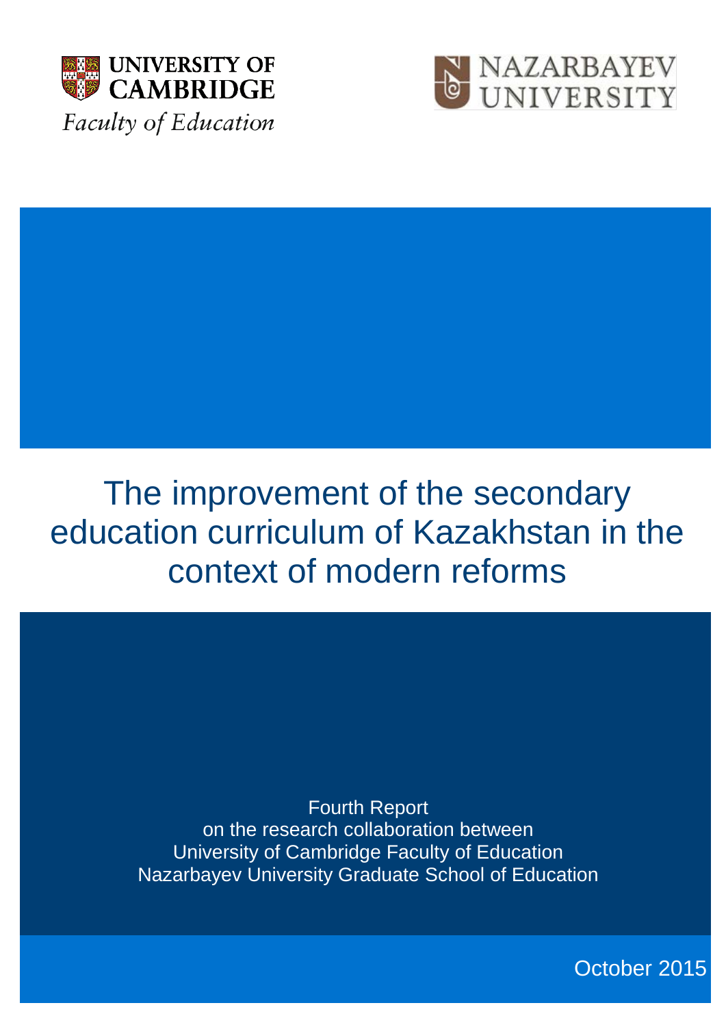UNIVERSITY OF CAMBRIDGE

Faculty of Education

NAZARBAYEV UNIVERSITY

# The improvement of the secondary education curriculum of Kazakhstan in the context of modern reforms

Fourth Report
on the research collaboration between
University of Cambridge Faculty of Education
Nazarbayev University Graduate School of Education

October 2015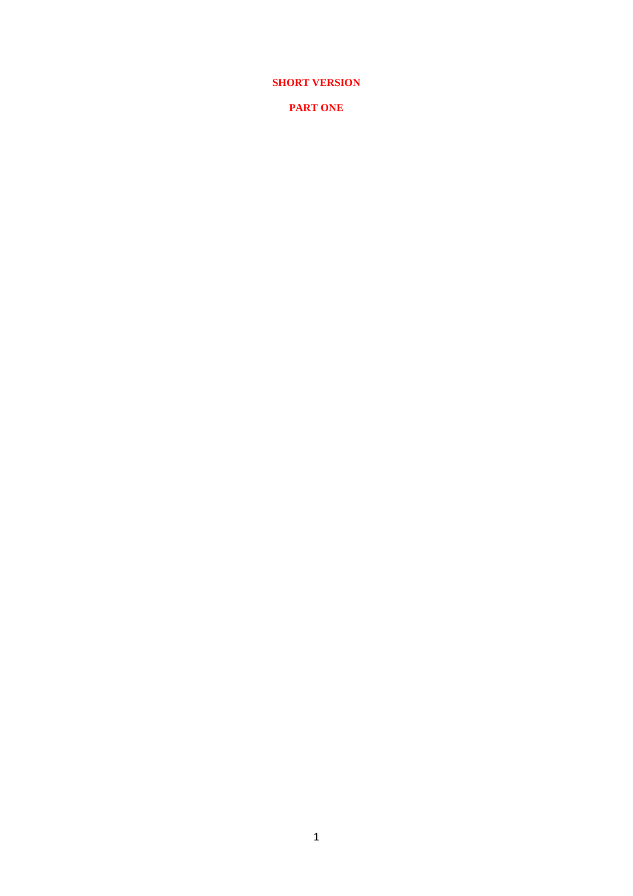**SHORT VERSION**

**PART ONE**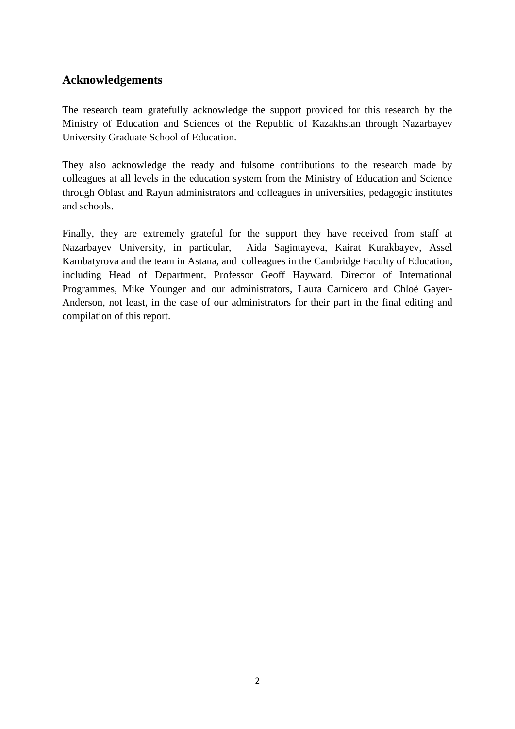## Acknowledgements

The research team gratefully acknowledge the support provided for this research by the Ministry of Education and Sciences of the Republic of Kazakhstan through Nazarbayev University Graduate School of Education.

They also acknowledge the ready and fulsome contributions to the research made by colleagues at all levels in the education system from the Ministry of Education and Science through Oblast and Rayun administrators and colleagues in universities, pedagogic institutes and schools.

Finally, they are extremely grateful for the support they have received from staff at Nazarbayev University, in particular, Aida Sagintayeva, Kairat Kurakbayev, Assel Kambatyrova and the team in Astana, and colleagues in the Cambridge Faculty of Education, including Head of Department, Professor Geoff Hayward, Director of International Programmes, Mike Younger and our administrators, Laura Carnicero and Chloë Gayer-Anderson, not least, in the case of our administrators for their part in the final editing and compilation of this report.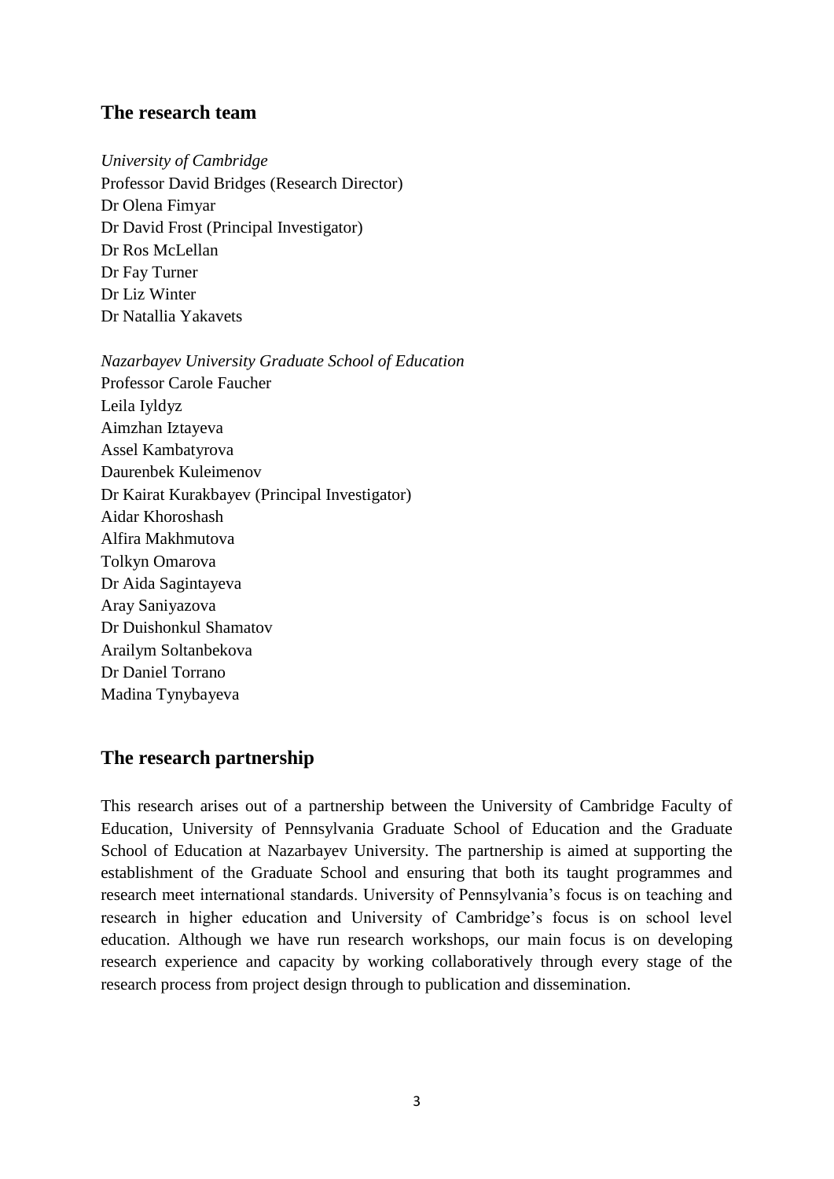## The research team

*University of Cambridge*
Professor David Bridges (Research Director)
Dr Olena Fimyar
Dr David Frost (Principal Investigator)
Dr Ros McLellan
Dr Fay Turner
Dr Liz Winter
Dr Natallia Yakavets

*Nazarbayev University Graduate School of Education*
Professor Carole Faucher
Leila Iyldyz
Aimzhan Iztayeva
Assel Kambatyrova
Daurenbek Kuleimenov
Dr Kairat Kurakbayev (Principal Investigator)
Aidar Khoroshash
Alfira Makhmutova
Tolkyn Omarova
Dr Aida Sagintayeva
Aray Saniyazova
Dr Duishonkul Shamatov
Arailym Soltanbekova
Dr Daniel Torrano
Madina Tynybayeva

## The research partnership

This research arises out of a partnership between the University of Cambridge Faculty of Education, University of Pennsylvania Graduate School of Education and the Graduate School of Education at Nazarbayev University. The partnership is aimed at supporting the establishment of the Graduate School and ensuring that both its taught programmes and research meet international standards. University of Pennsylvania's focus is on teaching and research in higher education and University of Cambridge's focus is on school level education. Although we have run research workshops, our main focus is on developing research experience and capacity by working collaboratively through every stage of the research process from project design through to publication and dissemination.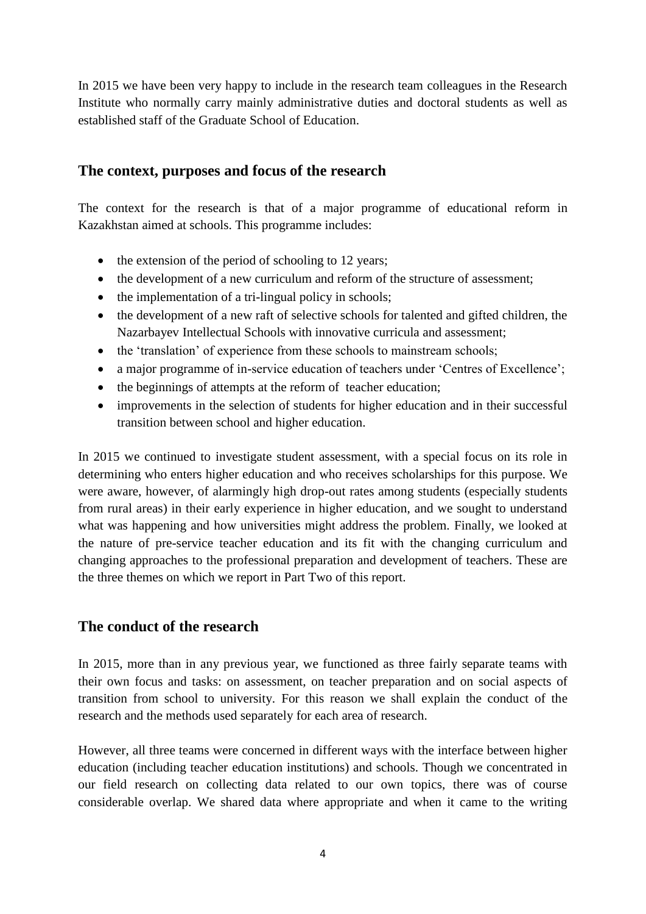In 2015 we have been very happy to include in the research team colleagues in the Research Institute who normally carry mainly administrative duties and doctoral students as well as established staff of the Graduate School of Education.

## The context, purposes and focus of the research

The context for the research is that of a major programme of educational reform in Kazakhstan aimed at schools. This programme includes:

- the extension of the period of schooling to 12 years;
- the development of a new curriculum and reform of the structure of assessment;
- the implementation of a tri-lingual policy in schools;
- the development of a new raft of selective schools for talented and gifted children, the Nazarbayev Intellectual Schools with innovative curricula and assessment;
- the 'translation' of experience from these schools to mainstream schools;
- a major programme of in-service education of teachers under 'Centres of Excellence';
- the beginnings of attempts at the reform of teacher education;
- improvements in the selection of students for higher education and in their successful transition between school and higher education.

In 2015 we continued to investigate student assessment, with a special focus on its role in determining who enters higher education and who receives scholarships for this purpose. We were aware, however, of alarmingly high drop-out rates among students (especially students from rural areas) in their early experience in higher education, and we sought to understand what was happening and how universities might address the problem. Finally, we looked at the nature of pre-service teacher education and its fit with the changing curriculum and changing approaches to the professional preparation and development of teachers. These are the three themes on which we report in Part Two of this report.

## The conduct of the research

In 2015, more than in any previous year, we functioned as three fairly separate teams with their own focus and tasks: on assessment, on teacher preparation and on social aspects of transition from school to university. For this reason we shall explain the conduct of the research and the methods used separately for each area of research.

However, all three teams were concerned in different ways with the interface between higher education (including teacher education institutions) and schools. Though we concentrated in our field research on collecting data related to our own topics, there was of course considerable overlap. We shared data where appropriate and when it came to the writing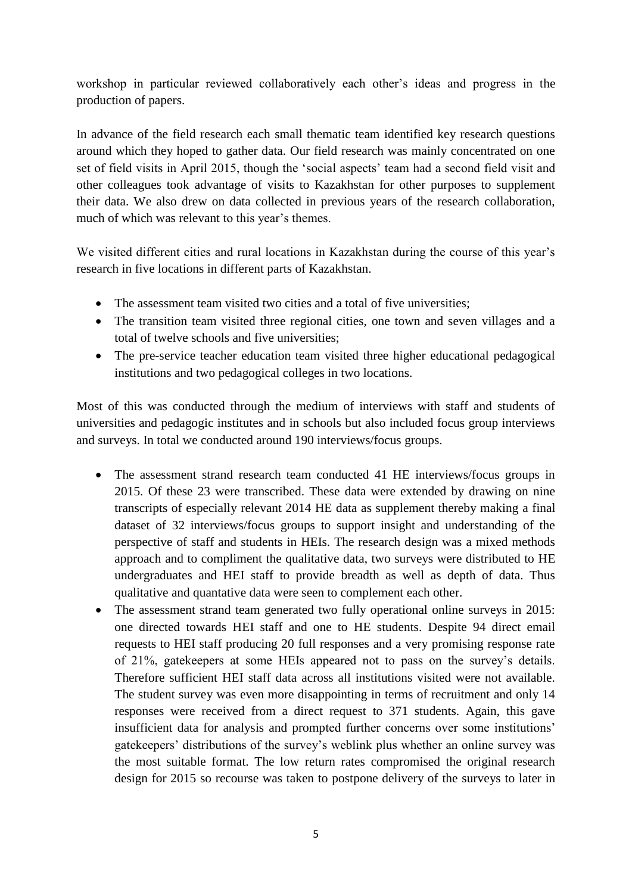workshop in particular reviewed collaboratively each other's ideas and progress in the production of papers.

In advance of the field research each small thematic team identified key research questions around which they hoped to gather data. Our field research was mainly concentrated on one set of field visits in April 2015, though the 'social aspects' team had a second field visit and other colleagues took advantage of visits to Kazakhstan for other purposes to supplement their data. We also drew on data collected in previous years of the research collaboration, much of which was relevant to this year's themes.

We visited different cities and rural locations in Kazakhstan during the course of this year's research in five locations in different parts of Kazakhstan.

- The assessment team visited two cities and a total of five universities;
- The transition team visited three regional cities, one town and seven villages and a total of twelve schools and five universities;
- The pre-service teacher education team visited three higher educational pedagogical institutions and two pedagogical colleges in two locations.

Most of this was conducted through the medium of interviews with staff and students of universities and pedagogic institutes and in schools but also included focus group interviews and surveys. In total we conducted around 190 interviews/focus groups.

- The assessment strand research team conducted 41 HE interviews/focus groups in 2015. Of these 23 were transcribed. These data were extended by drawing on nine transcripts of especially relevant 2014 HE data as supplement thereby making a final dataset of 32 interviews/focus groups to support insight and understanding of the perspective of staff and students in HEIs. The research design was a mixed methods approach and to compliment the qualitative data, two surveys were distributed to HE undergraduates and HEI staff to provide breadth as well as depth of data. Thus qualitative and quantative data were seen to complement each other.
- The assessment strand team generated two fully operational online surveys in 2015: one directed towards HEI staff and one to HE students. Despite 94 direct email requests to HEI staff producing 20 full responses and a very promising response rate of 21%, gatekeepers at some HEIs appeared not to pass on the survey's details. Therefore sufficient HEI staff data across all institutions visited were not available. The student survey was even more disappointing in terms of recruitment and only 14 responses were received from a direct request to 371 students. Again, this gave insufficient data for analysis and prompted further concerns over some institutions' gatekeepers' distributions of the survey's weblink plus whether an online survey was the most suitable format. The low return rates compromised the original research design for 2015 so recourse was taken to postpone delivery of the surveys to later in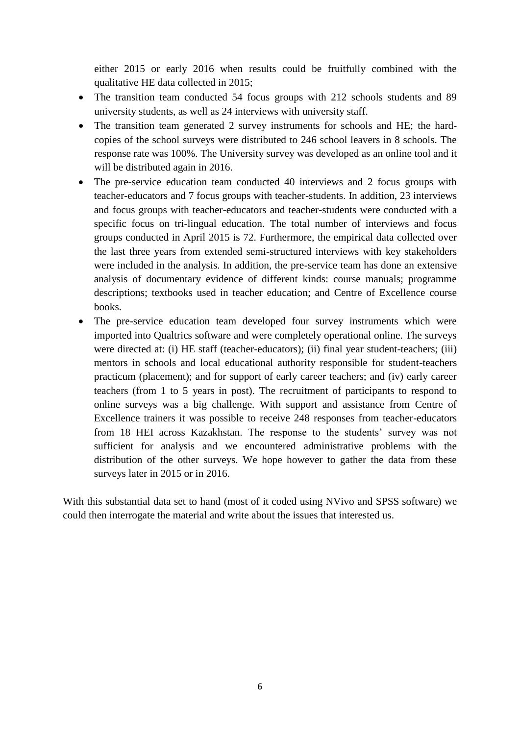either 2015 or early 2016 when results could be fruitfully combined with the qualitative HE data collected in 2015;

- The transition team conducted 54 focus groups with 212 schools students and 89 university students, as well as 24 interviews with university staff.
- The transition team generated 2 survey instruments for schools and HE; the hard-copies of the school surveys were distributed to 246 school leavers in 8 schools. The response rate was 100%. The University survey was developed as an online tool and it will be distributed again in 2016.
- The pre-service education team conducted 40 interviews and 2 focus groups with teacher-educators and 7 focus groups with teacher-students. In addition, 23 interviews and focus groups with teacher-educators and teacher-students were conducted with a specific focus on tri-lingual education. The total number of interviews and focus groups conducted in April 2015 is 72. Furthermore, the empirical data collected over the last three years from extended semi-structured interviews with key stakeholders were included in the analysis. In addition, the pre-service team has done an extensive analysis of documentary evidence of different kinds: course manuals; programme descriptions; textbooks used in teacher education; and Centre of Excellence course books.
- The pre-service education team developed four survey instruments which were imported into Qualtrics software and were completely operational online. The surveys were directed at: (i) HE staff (teacher-educators); (ii) final year student-teachers; (iii) mentors in schools and local educational authority responsible for student-teachers practicum (placement); and for support of early career teachers; and (iv) early career teachers (from 1 to 5 years in post). The recruitment of participants to respond to online surveys was a big challenge. With support and assistance from Centre of Excellence trainers it was possible to receive 248 responses from teacher-educators from 18 HEI across Kazakhstan. The response to the students' survey was not sufficient for analysis and we encountered administrative problems with the distribution of the other surveys. We hope however to gather the data from these surveys later in 2015 or in 2016.

With this substantial data set to hand (most of it coded using NVivo and SPSS software) we could then interrogate the material and write about the issues that interested us.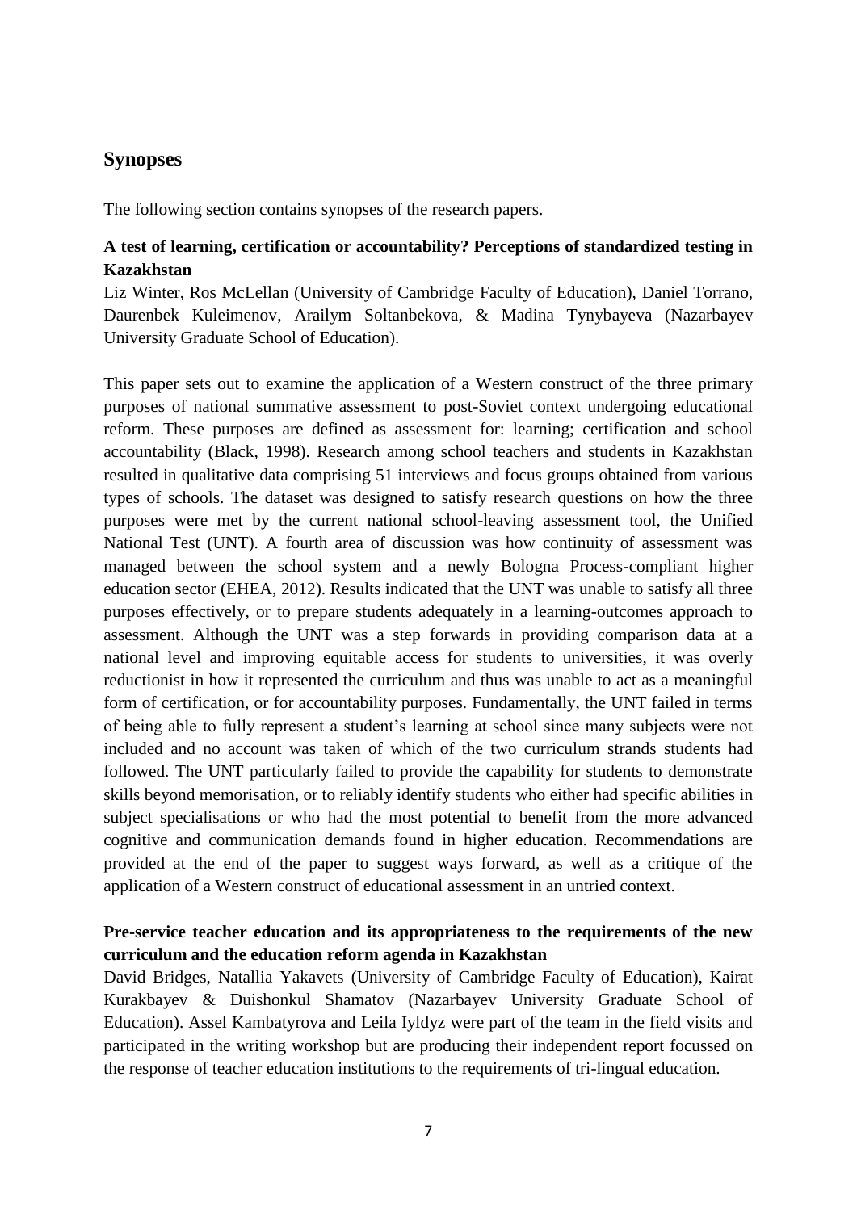## Synopses

The following section contains synopses of the research papers.

**A test of learning, certification or accountability? Perceptions of standardized testing in Kazakhstan**

Liz Winter, Ros McLellan (University of Cambridge Faculty of Education), Daniel Torrano, Daurenbek Kuleimenov, Arailym Soltanbekova, & Madina Tynybayeva (Nazarbayev University Graduate School of Education).

This paper sets out to examine the application of a Western construct of the three primary purposes of national summative assessment to post-Soviet context undergoing educational reform. These purposes are defined as assessment for: learning; certification and school accountability (Black, 1998). Research among school teachers and students in Kazakhstan resulted in qualitative data comprising 51 interviews and focus groups obtained from various types of schools. The dataset was designed to satisfy research questions on how the three purposes were met by the current national school-leaving assessment tool, the Unified National Test (UNT). A fourth area of discussion was how continuity of assessment was managed between the school system and a newly Bologna Process-compliant higher education sector (EHEA, 2012). Results indicated that the UNT was unable to satisfy all three purposes effectively, or to prepare students adequately in a learning-outcomes approach to assessment. Although the UNT was a step forwards in providing comparison data at a national level and improving equitable access for students to universities, it was overly reductionist in how it represented the curriculum and thus was unable to act as a meaningful form of certification, or for accountability purposes. Fundamentally, the UNT failed in terms of being able to fully represent a student's learning at school since many subjects were not included and no account was taken of which of the two curriculum strands students had followed. The UNT particularly failed to provide the capability for students to demonstrate skills beyond memorisation, or to reliably identify students who either had specific abilities in subject specialisations or who had the most potential to benefit from the more advanced cognitive and communication demands found in higher education. Recommendations are provided at the end of the paper to suggest ways forward, as well as a critique of the application of a Western construct of educational assessment in an untried context.

**Pre-service teacher education and its appropriateness to the requirements of the new curriculum and the education reform agenda in Kazakhstan**

David Bridges, Natallia Yakavets (University of Cambridge Faculty of Education), Kairat Kurakbayev & Duishonkul Shamatov (Nazarbayev University Graduate School of Education). Assel Kambatyrova and Leila Iyldyz were part of the team in the field visits and participated in the writing workshop but are producing their independent report focussed on the response of teacher education institutions to the requirements of tri-lingual education.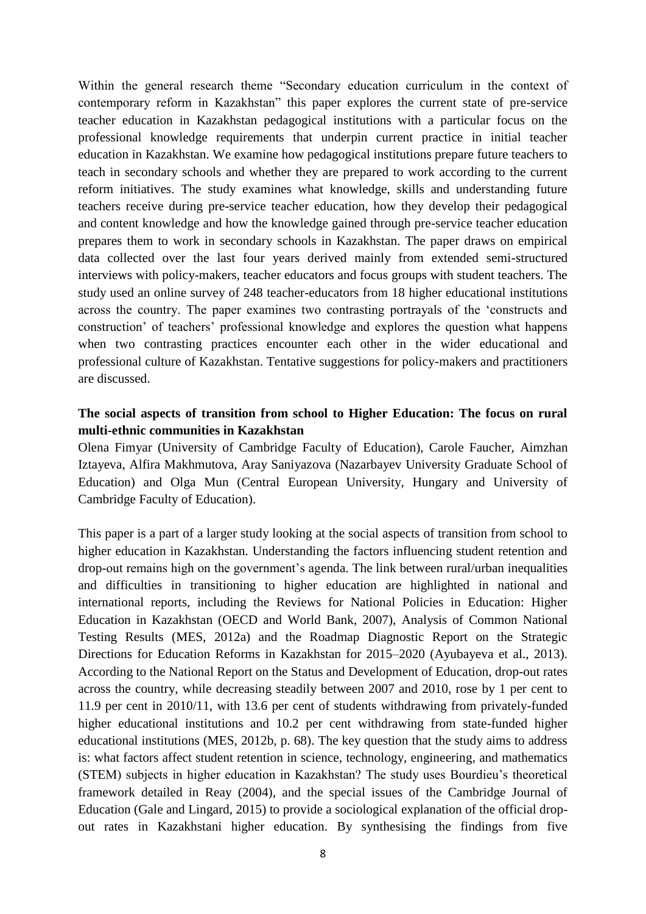Within the general research theme "Secondary education curriculum in the context of contemporary reform in Kazakhstan" this paper explores the current state of pre-service teacher education in Kazakhstan pedagogical institutions with a particular focus on the professional knowledge requirements that underpin current practice in initial teacher education in Kazakhstan. We examine how pedagogical institutions prepare future teachers to teach in secondary schools and whether they are prepared to work according to the current reform initiatives. The study examines what knowledge, skills and understanding future teachers receive during pre-service teacher education, how they develop their pedagogical and content knowledge and how the knowledge gained through pre-service teacher education prepares them to work in secondary schools in Kazakhstan. The paper draws on empirical data collected over the last four years derived mainly from extended semi-structured interviews with policy-makers, teacher educators and focus groups with student teachers. The study used an online survey of 248 teacher-educators from 18 higher educational institutions across the country. The paper examines two contrasting portrayals of the 'constructs and construction' of teachers' professional knowledge and explores the question what happens when two contrasting practices encounter each other in the wider educational and professional culture of Kazakhstan. Tentative suggestions for policy-makers and practitioners are discussed.

**The social aspects of transition from school to Higher Education: The focus on rural multi-ethnic communities in Kazakhstan**

Olena Fimyar (University of Cambridge Faculty of Education), Carole Faucher, Aimzhan Iztayeva, Alfira Makhmutova, Aray Saniyazova (Nazarbayev University Graduate School of Education) and Olga Mun (Central European University, Hungary and University of Cambridge Faculty of Education).

This paper is a part of a larger study looking at the social aspects of transition from school to higher education in Kazakhstan. Understanding the factors influencing student retention and drop-out remains high on the government's agenda. The link between rural/urban inequalities and difficulties in transitioning to higher education are highlighted in national and international reports, including the Reviews for National Policies in Education: Higher Education in Kazakhstan (OECD and World Bank, 2007), Analysis of Common National Testing Results (MES, 2012a) and the Roadmap Diagnostic Report on the Strategic Directions for Education Reforms in Kazakhstan for 2015–2020 (Ayubayeva et al., 2013). According to the National Report on the Status and Development of Education, drop-out rates across the country, while decreasing steadily between 2007 and 2010, rose by 1 per cent to 11.9 per cent in 2010/11, with 13.6 per cent of students withdrawing from privately-funded higher educational institutions and 10.2 per cent withdrawing from state-funded higher educational institutions (MES, 2012b, p. 68). The key question that the study aims to address is: what factors affect student retention in science, technology, engineering, and mathematics (STEM) subjects in higher education in Kazakhstan? The study uses Bourdieu's theoretical framework detailed in Reay (2004), and the special issues of the Cambridge Journal of Education (Gale and Lingard, 2015) to provide a sociological explanation of the official drop-out rates in Kazakhstani higher education. By synthesising the findings from five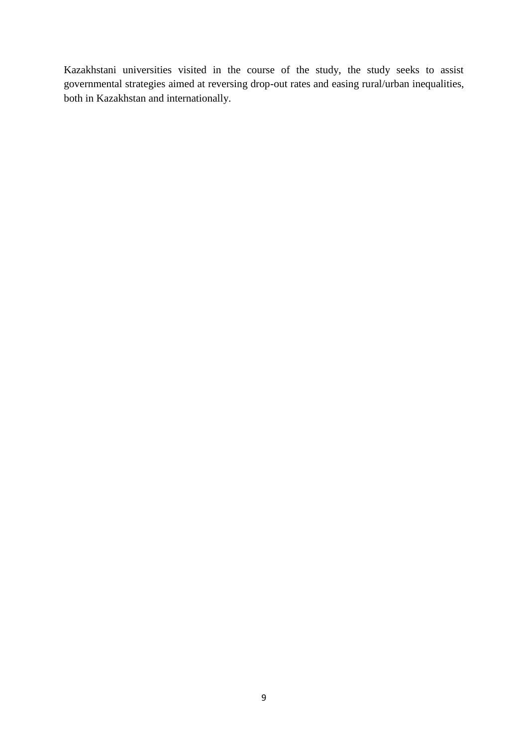Kazakhstani universities visited in the course of the study, the study seeks to assist governmental strategies aimed at reversing drop-out rates and easing rural/urban inequalities, both in Kazakhstan and internationally.